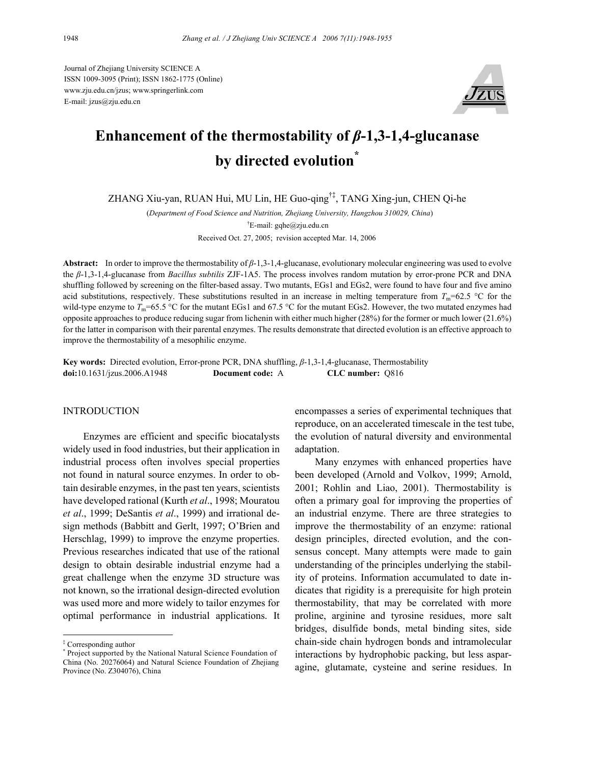Journal of Zhejiang University SCIENCE A
ISSN 1009-3095 (Print); ISSN 1862-1775 (Online)
www.zju.edu.cn/jzus; www.springerlink.com
E-mail: jzus@zju.edu.cn

# Enhancement of the thermostability of *β*-1,3-1,4-glucanase by directed evolution*

ZHANG Xiu-yan, RUAN Hui, MU Lin, HE Guo-qing[†‡], TANG Xing-jun, CHEN Qi-he

(*Department of Food Science and Nutrition, Zhejiang University, Hangzhou 310029, China*)

[†]E-mail: gqhe@zju.edu.cn

Received Oct. 27, 2005; revision accepted Mar. 14, 2006

**Abstract:** In order to improve the thermostability of *β*-1,3-1,4-glucanase, evolutionary molecular engineering was used to evolve the *β*-1,3-1,4-glucanase from *Bacillus subtilis* ZJF-1A5. The process involves random mutation by error-prone PCR and DNA shuffling followed by screening on the filter-based assay. Two mutants, EGs1 and EGs2, were found to have four and five amino acid substitutions, respectively. These substitutions resulted in an increase in melting temperature from $T_m$=62.5 °C for the wild-type enzyme to $T_m$=65.5 °C for the mutant EGs1 and 67.5 °C for the mutant EGs2. However, the two mutated enzymes had opposite approaches to produce reducing sugar from lichenin with either much higher (28%) for the former or much lower (21.6%) for the latter in comparison with their parental enzymes. The results demonstrate that directed evolution is an effective approach to improve the thermostability of a mesophilic enzyme.

**Key words:** Directed evolution, Error-prone PCR, DNA shuffling, *β*-1,3-1,4-glucanase, Thermostability
**doi:**10.1631/jzus.2006.A1948 **Document code:** A **CLC number:** Q816

## INTRODUCTION

Enzymes are efficient and specific biocatalysts widely used in food industries, but their application in industrial process often involves special properties not found in natural source enzymes. In order to obtain desirable enzymes, in the past ten years, scientists have developed rational (Kurth *et al*., 1998; Mouratou *et al*., 1999; DeSantis *et al*., 1999) and irrational design methods (Babbitt and Gerlt, 1997; O'Brien and Herschlag, 1999) to improve the enzyme properties. Previous researches indicated that use of the rational design to obtain desirable industrial enzyme had a great challenge when the enzyme 3D structure was not known, so the irrational design-directed evolution was used more and more widely to tailor enzymes for optimal performance in industrial applications. It encompasses a series of experimental techniques that reproduce, on an accelerated timescale in the test tube, the evolution of natural diversity and environmental adaptation.

Many enzymes with enhanced properties have been developed (Arnold and Volkov, 1999; Arnold, 2001; Rohlin and Liao, 2001). Thermostability is often a primary goal for improving the properties of an industrial enzyme. There are three strategies to improve the thermostability of an enzyme: rational design principles, directed evolution, and the consensus concept. Many attempts were made to gain understanding of the principles underlying the stability of proteins. Information accumulated to date indicates that rigidity is a prerequisite for high protein thermostability, that may be correlated with more proline, arginine and tyrosine residues, more salt bridges, disulfide bonds, metal binding sites, side chain-side chain hydrogen bonds and intramolecular interactions by hydrophobic packing, but less asparagine, glutamate, cysteine and serine residues. In

---

[‡] Corresponding author
[*] Project supported by the National Natural Science Foundation of China (No. 20276064) and Natural Science Foundation of Zhejiang Province (No. Z304076), China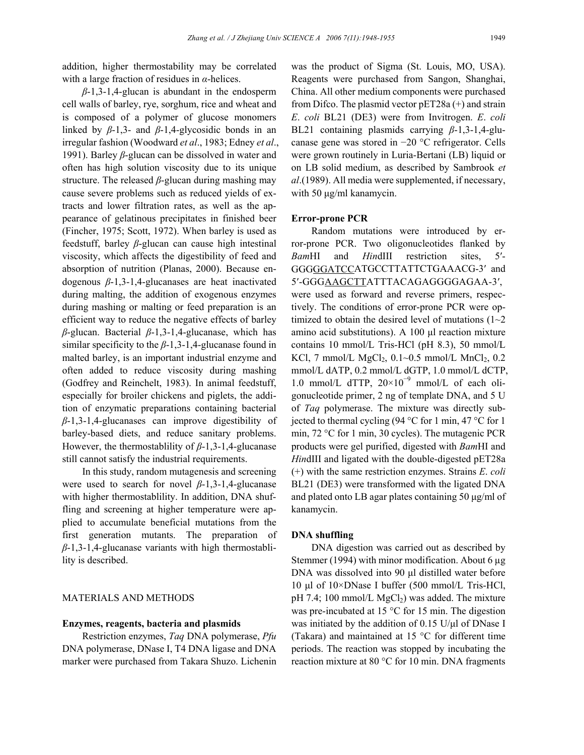addition, higher thermostability may be correlated with a large fraction of residues in *α*-helices.

*β*-1,3-1,4-glucan is abundant in the endosperm cell walls of barley, rye, sorghum, rice and wheat and is composed of a polymer of glucose monomers linked by *β*-1,3- and *β*-1,4-glycosidic bonds in an irregular fashion (Woodward *et al*., 1983; Edney *et al*., 1991). Barley *β*-glucan can be dissolved in water and often has high solution viscosity due to its unique structure. The released *β*-glucan during mashing may cause severe problems such as reduced yields of extracts and lower filtration rates, as well as the appearance of gelatinous precipitates in finished beer (Fincher, 1975; Scott, 1972). When barley is used as feedstuff, barley *β*-glucan can cause high intestinal viscosity, which affects the digestibility of feed and absorption of nutrition (Planas, 2000). Because endogenous *β*-1,3-1,4-glucanases are heat inactivated during malting, the addition of exogenous enzymes during mashing or malting or feed preparation is an efficient way to reduce the negative effects of barley *β*-glucan. Bacterial *β*-1,3-1,4-glucanase, which has similar specificity to the *β*-1,3-1,4-glucanase found in malted barley, is an important industrial enzyme and often added to reduce viscosity during mashing (Godfrey and Reinchelt, 1983). In animal feedstuff, especially for broiler chickens and piglets, the addition of enzymatic preparations containing bacterial *β*-1,3-1,4-glucanases can improve digestibility of barley-based diets, and reduce sanitary problems. However, the thermostablility of *β*-1,3-1,4-glucanase still cannot satisfy the industrial requirements.

In this study, random mutagenesis and screening were used to search for novel *β*-1,3-1,4-glucanase with higher thermostablility. In addition, DNA shuffling and screening at higher temperature were applied to accumulate beneficial mutations from the first generation mutants. The preparation of *β*-1,3-1,4-glucanase variants with high thermostablility is described.

## MATERIALS AND METHODS

### Enzymes, reagents, bacteria and plasmids

Restriction enzymes, *Taq* DNA polymerase, *Pfu* DNA polymerase, DNase I, T4 DNA ligase and DNA marker were purchased from Takara Shuzo. Lichenin was the product of Sigma (St. Louis, MO, USA). Reagents were purchased from Sangon, Shanghai, China. All other medium components were purchased from Difco. The plasmid vector pET28a (+) and strain *E*. *coli* BL21 (DE3) were from Invitrogen. *E*. *coli* BL21 containing plasmids carrying *β*-1,3-1,4-glucanase gene was stored in −20 °C refrigerator. Cells were grown routinely in Luria-Bertani (LB) liquid or on LB solid medium, as described by Sambrook *et al*.(1989). All media were supplemented, if necessary, with 50 μg/ml kanamycin.

### Error-prone PCR

Random mutations were introduced by error-prone PCR. Two oligonucleotides flanked by *Bam*HI and *Hin*dIII restriction sites, 5′-GGGGGATCCATGCCTTATTCTGAAACG-3′ and 5′-GGGAAGCTTATTTACAGAGGGGAGAA-3′, were used as forward and reverse primers, respectively. The conditions of error-prone PCR were optimized to obtain the desired level of mutations (1~2 amino acid substitutions). A 100 μl reaction mixture contains 10 mmol/L Tris-HCl (pH 8.3), 50 mmol/L KCl, 7 mmol/L $MgCl_2$, 0.1~0.5 mmol/L $MnCl_2$, 0.2 mmol/L dATP, 0.2 mmol/L dGTP, 1.0 mmol/L dCTP, 1.0 mmol/L dTTP, $20\times10^{-9}$ mmol/L of each oligonucleotide primer, 2 ng of template DNA, and 5 U of *Taq* polymerase. The mixture was directly subjected to thermal cycling (94 °C for 1 min, 47 °C for 1 min, 72 °C for 1 min, 30 cycles). The mutagenic PCR products were gel purified, digested with *Bam*HI and *Hin*dIII and ligated with the double-digested pET28a (+) with the same restriction enzymes. Strains *E*. *coli* BL21 (DE3) were transformed with the ligated DNA and plated onto LB agar plates containing 50 μg/ml of kanamycin.

### DNA shuffling

DNA digestion was carried out as described by Stemmer (1994) with minor modification. About 6 μg DNA was dissolved into 90 μl distilled water before 10 μl of 10×DNase I buffer (500 mmol/L Tris-HCl, pH 7.4; 100 mmol/L $MgCl_2$) was added. The mixture was pre-incubated at 15 °C for 15 min. The digestion was initiated by the addition of 0.15 U/μl of DNase I (Takara) and maintained at 15 °C for different time periods. The reaction was stopped by incubating the reaction mixture at 80 °C for 10 min. DNA fragments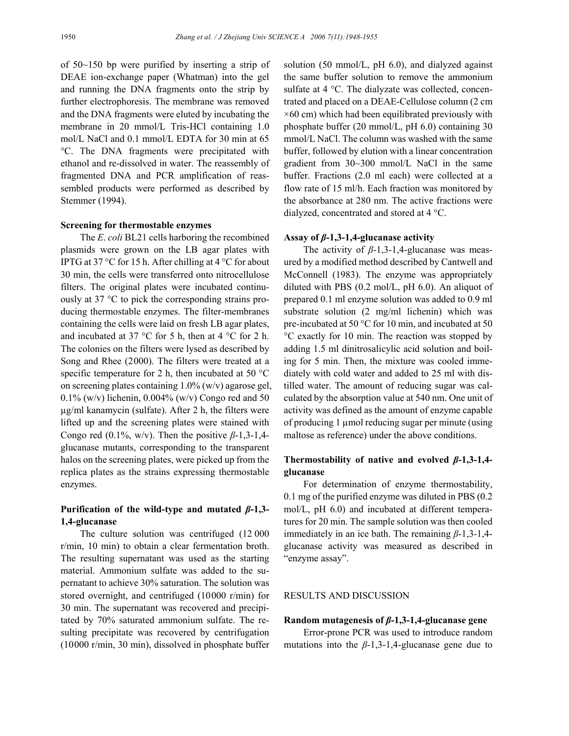of 50~150 bp were purified by inserting a strip of DEAE ion-exchange paper (Whatman) into the gel and running the DNA fragments onto the strip by further electrophoresis. The membrane was removed and the DNA fragments were eluted by incubating the membrane in 20 mmol/L Tris-HCl containing 1.0 mol/L NaCl and 0.1 mmol/L EDTA for 30 min at 65 °C. The DNA fragments were precipitated with ethanol and re-dissolved in water. The reassembly of fragmented DNA and PCR amplification of reassembled products were performed as described by Stemmer (1994).

### Screening for thermostable enzymes

The *E. coli* BL21 cells harboring the recombined plasmids were grown on the LB agar plates with IPTG at 37 °C for 15 h. After chilling at 4 °C for about 30 min, the cells were transferred onto nitrocellulose filters. The original plates were incubated continuously at 37 °C to pick the corresponding strains producing thermostable enzymes. The filter-membranes containing the cells were laid on fresh LB agar plates, and incubated at 37 °C for 5 h, then at 4 °C for 2 h. The colonies on the filters were lysed as described by Song and Rhee (2000). The filters were treated at a specific temperature for 2 h, then incubated at 50 °C on screening plates containing 1.0% (w/v) agarose gel, 0.1% (w/v) lichenin, 0.004% (w/v) Congo red and 50 μg/ml kanamycin (sulfate). After 2 h, the filters were lifted up and the screening plates were stained with Congo red (0.1%, w/v). Then the positive *β*-1,3-1,4-glucanase mutants, corresponding to the transparent halos on the screening plates, were picked up from the replica plates as the strains expressing thermostable enzymes.

### Purification of the wild-type and mutated *β*-1,3-1,4-glucanase

The culture solution was centrifuged (12 000 r/min, 10 min) to obtain a clear fermentation broth. The resulting supernatant was used as the starting material. Ammonium sulfate was added to the supernatant to achieve 30% saturation. The solution was stored overnight, and centrifuged (10000 r/min) for 30 min. The supernatant was recovered and precipitated by 70% saturated ammonium sulfate. The resulting precipitate was recovered by centrifugation (10000 r/min, 30 min), dissolved in phosphate buffer solution (50 mmol/L, pH 6.0), and dialyzed against the same buffer solution to remove the ammonium sulfate at 4 °C. The dialyzate was collected, concentrated and placed on a DEAE-Cellulose column (2 cm ×60 cm) which had been equilibrated previously with phosphate buffer (20 mmol/L, pH 6.0) containing 30 mmol/L NaCl. The column was washed with the same buffer, followed by elution with a linear concentration gradient from 30~300 mmol/L NaCl in the same buffer. Fractions (2.0 ml each) were collected at a flow rate of 15 ml/h. Each fraction was monitored by the absorbance at 280 nm. The active fractions were dialyzed, concentrated and stored at 4 °C.

### Assay of *β*-1,3-1,4-glucanase activity

The activity of *β*-1,3-1,4-glucanase was measured by a modified method described by Cantwell and McConnell (1983). The enzyme was appropriately diluted with PBS (0.2 mol/L, pH 6.0). An aliquot of prepared 0.1 ml enzyme solution was added to 0.9 ml substrate solution (2 mg/ml lichenin) which was pre-incubated at 50 °C for 10 min, and incubated at 50 °C exactly for 10 min. The reaction was stopped by adding 1.5 ml dinitrosalicylic acid solution and boiling for 5 min. Then, the mixture was cooled immediately with cold water and added to 25 ml with distilled water. The amount of reducing sugar was calculated by the absorption value at 540 nm. One unit of activity was defined as the amount of enzyme capable of producing 1 μmol reducing sugar per minute (using maltose as reference) under the above conditions.

### Thermostability of native and evolved *β*-1,3-1,4-glucanase

For determination of enzyme thermostability, 0.1 mg of the purified enzyme was diluted in PBS (0.2 mol/L, pH 6.0) and incubated at different temperatures for 20 min. The sample solution was then cooled immediately in an ice bath. The remaining *β*-1,3-1,4-glucanase activity was measured as described in "enzyme assay".

## RESULTS AND DISCUSSION

### Random mutagenesis of *β*-1,3-1,4-glucanase gene

Error-prone PCR was used to introduce random mutations into the *β*-1,3-1,4-glucanase gene due to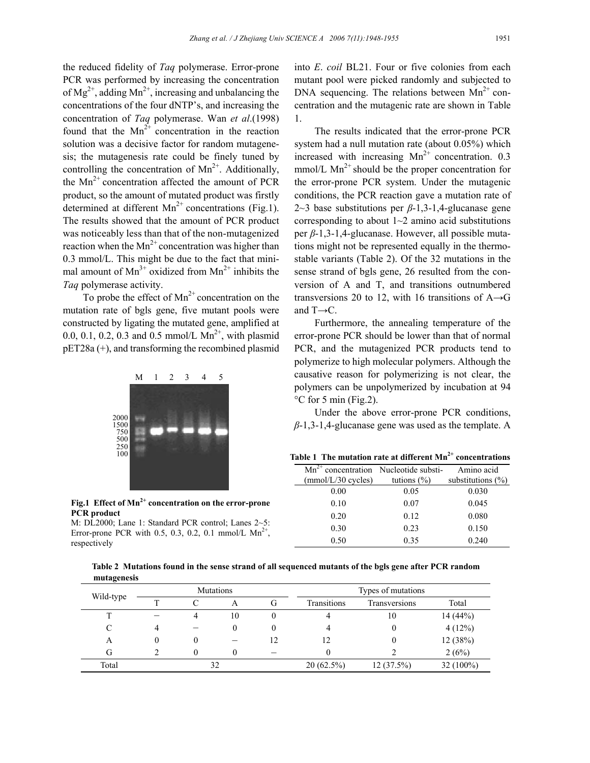the reduced fidelity of *Taq* polymerase. Error-prone PCR was performed by increasing the concentration of $Mg^{2+}$, adding $Mn^{2+}$, increasing and unbalancing the concentrations of the four dNTP's, and increasing the concentration of *Taq* polymerase. Wan *et al*.(1998) found that the $Mn^{2+}$ concentration in the reaction solution was a decisive factor for random mutagenesis; the mutagenesis rate could be finely tuned by controlling the concentration of $Mn^{2+}$. Additionally, the $Mn^{2+}$ concentration affected the amount of PCR product, so the amount of mutated product was firstly determined at different $Mn^{2+}$ concentrations (Fig.1). The results showed that the amount of PCR product was noticeably less than that of the non-mutagenized reaction when the $Mn^{2+}$ concentration was higher than 0.3 mmol/L. This might be due to the fact that minimal amount of $Mn^{3+}$ oxidized from $Mn^{2+}$ inhibits the *Taq* polymerase activity.

To probe the effect of $Mn^{2+}$ concentration on the mutation rate of bgls gene, five mutant pools were constructed by ligating the mutated gene, amplified at 0.0, 0.1, 0.2, 0.3 and 0.5 mmol/L $Mn^{2+}$, with plasmid pET28a (+), and transforming the recombined plasmid into *E. coil* BL21. Four or five colonies from each mutant pool were picked randomly and subjected to DNA sequencing. The relations between $Mn^{2+}$ concentration and the mutagenic rate are shown in Table 1.

**Fig.1 Effect of $Mn^{2+}$ concentration on the error-prone PCR product**
M: DL2000; Lane 1: Standard PCR control; Lanes 2~5: Error-prone PCR with 0.5, 0.3, 0.2, 0.1 mmol/L $Mn^{2+}$, respectively

The results indicated that the error-prone PCR system had a null mutation rate (about 0.05%) which increased with increasing $Mn^{2+}$ concentration. 0.3 mmol/L $Mn^{2+}$ should be the proper concentration for the error-prone PCR system. Under the mutagenic conditions, the PCR reaction gave a mutation rate of 2~3 base substitutions per *β*-1,3-1,4-glucanase gene corresponding to about 1~2 amino acid substitutions per *β*-1,3-1,4-glucanase. However, all possible mutations might not be represented equally in the thermostable variants (Table 2). Of the 32 mutations in the sense strand of bgls gene, 26 resulted from the conversion of A and T, and transitions outnumbered transversions 20 to 12, with 16 transitions of A→G and T→C.

Furthermore, the annealing temperature of the error-prone PCR should be lower than that of normal PCR, and the mutagenized PCR products tend to polymerize to high molecular polymers. Although the causative reason for polymerizing is not clear, the polymers can be unpolymerized by incubation at 94 °C for 5 min (Fig.2).

Under the above error-prone PCR conditions, *β*-1,3-1,4-glucanase gene was used as the template. A

**Table 1 The mutation rate at different $Mn^{2+}$ concentrations**

| $Mn^{2+}$ concentration (mmol/L/30 cycles) | Nucleotide substitutions (%) | Amino acid substitutions (%) |
|---|---|---|
| 0.00 | 0.05 | 0.030 |
| 0.10 | 0.07 | 0.045 |
| 0.20 | 0.12 | 0.080 |
| 0.30 | 0.23 | 0.150 |
| 0.50 | 0.35 | 0.240 |

**Table 2 Mutations found in the sense strand of all sequenced mutants of the bgls gene after PCR random mutagenesis**

| Wild-type | Mutations | | | | Types of mutations | | |
|---|---|---|---|---|---|---|---|
| | T | C | A | G | Transitions | Transversions | Total |
| T | – | 4 | 10 | 0 | 4 | 10 | 14 (44%) |
| C | 4 | – | 0 | 0 | 4 | 0 | 4 (12%) |
| A | 0 | 0 | – | 12 | 12 | 0 | 12 (38%) |
| G | 2 | 0 | 0 | – | 0 | 2 | 2 (6%) |
| Total | 32 | | | | 20 (62.5%) | 12 (37.5%) | 32 (100%) |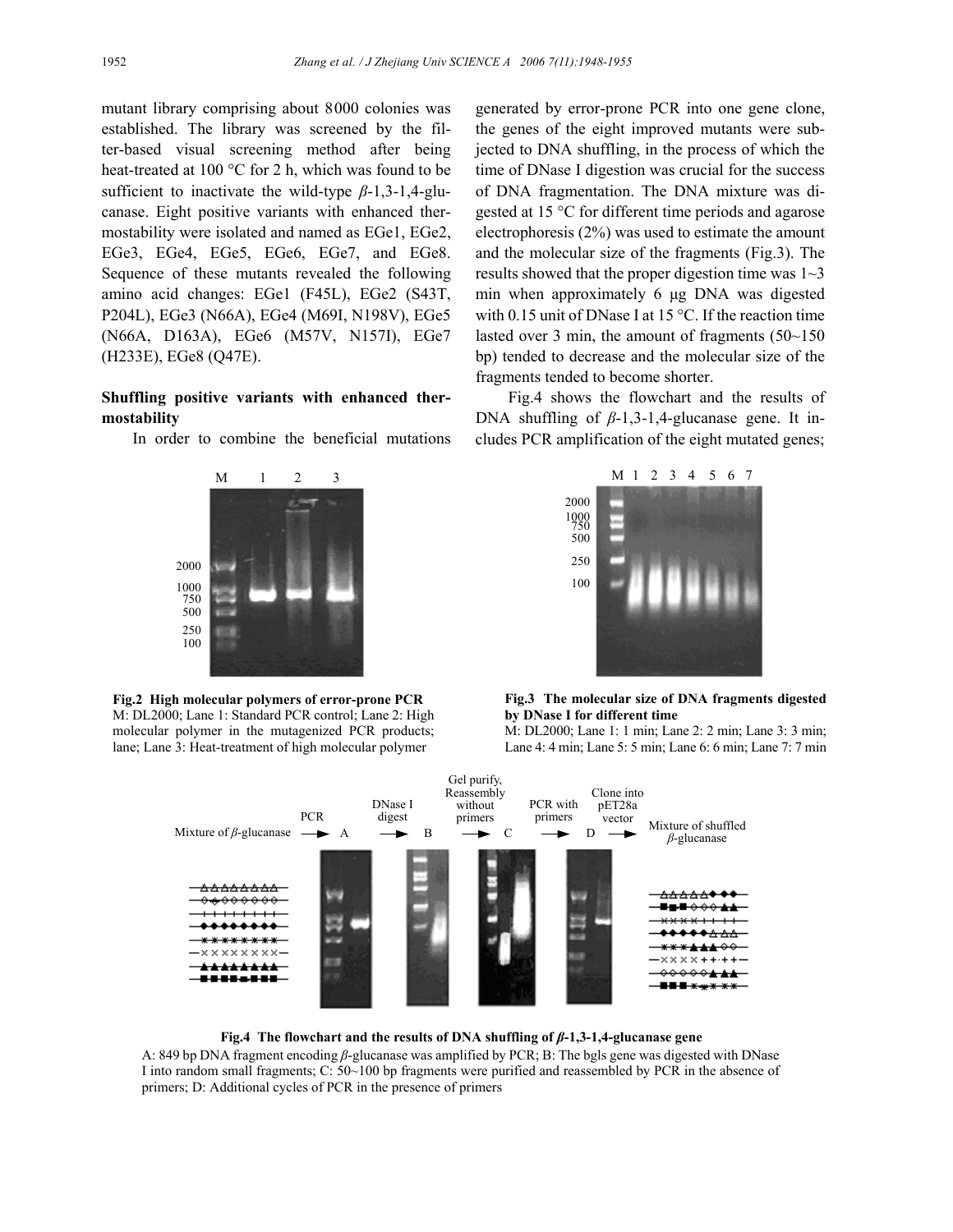mutant library comprising about 8000 colonies was established. The library was screened by the filter-based visual screening method after being heat-treated at 100 °C for 2 h, which was found to be sufficient to inactivate the wild-type *β*-1,3-1,4-glucanase. Eight positive variants with enhanced thermostability were isolated and named as EGe1, EGe2, EGe3, EGe4, EGe5, EGe6, EGe7, and EGe8. Sequence of these mutants revealed the following amino acid changes: EGe1 (F45L), EGe2 (S43T, P204L), EGe3 (N66A), EGe4 (M69I, N198V), EGe5 (N66A, D163A), EGe6 (M57V, N157I), EGe7 (H233E), EGe8 (Q47E).

**Shuffling positive variants with enhanced thermostability**

In order to combine the beneficial mutations generated by error-prone PCR into one gene clone, the genes of the eight improved mutants were subjected to DNA shuffling, in the process of which the time of DNase I digestion was crucial for the success of DNA fragmentation. The DNA mixture was digested at 15 °C for different time periods and agarose electrophoresis (2%) was used to estimate the amount and the molecular size of the fragments (Fig.3). The results showed that the proper digestion time was 1~3 min when approximately 6 μg DNA was digested with 0.15 unit of DNase I at 15 °C. If the reaction time lasted over 3 min, the amount of fragments (50~150 bp) tended to decrease and the molecular size of the fragments tended to become shorter.

Fig.4 shows the flowchart and the results of DNA shuffling of *β*-1,3-1,4-glucanase gene. It includes PCR amplification of the eight mutated genes;

**Fig.2 High molecular polymers of error-prone PCR**
M: DL2000; Lane 1: Standard PCR control; Lane 2: High molecular polymer in the mutagenized PCR products; lane; Lane 3: Heat-treatment of high molecular polymer

**Fig.3 The molecular size of DNA fragments digested by DNase I for different time**
M: DL2000; Lane 1: 1 min; Lane 2: 2 min; Lane 3: 3 min; Lane 4: 4 min; Lane 5: 5 min; Lane 6: 6 min; Lane 7: 7 min

**Fig.4 The flowchart and the results of DNA shuffling of *β*-1,3-1,4-glucanase gene**
A: 849 bp DNA fragment encoding *β*-glucanase was amplified by PCR; B: The bgls gene was digested with DNase I into random small fragments; C: 50~100 bp fragments were purified and reassembled by PCR in the absence of primers; D: Additional cycles of PCR in the presence of primers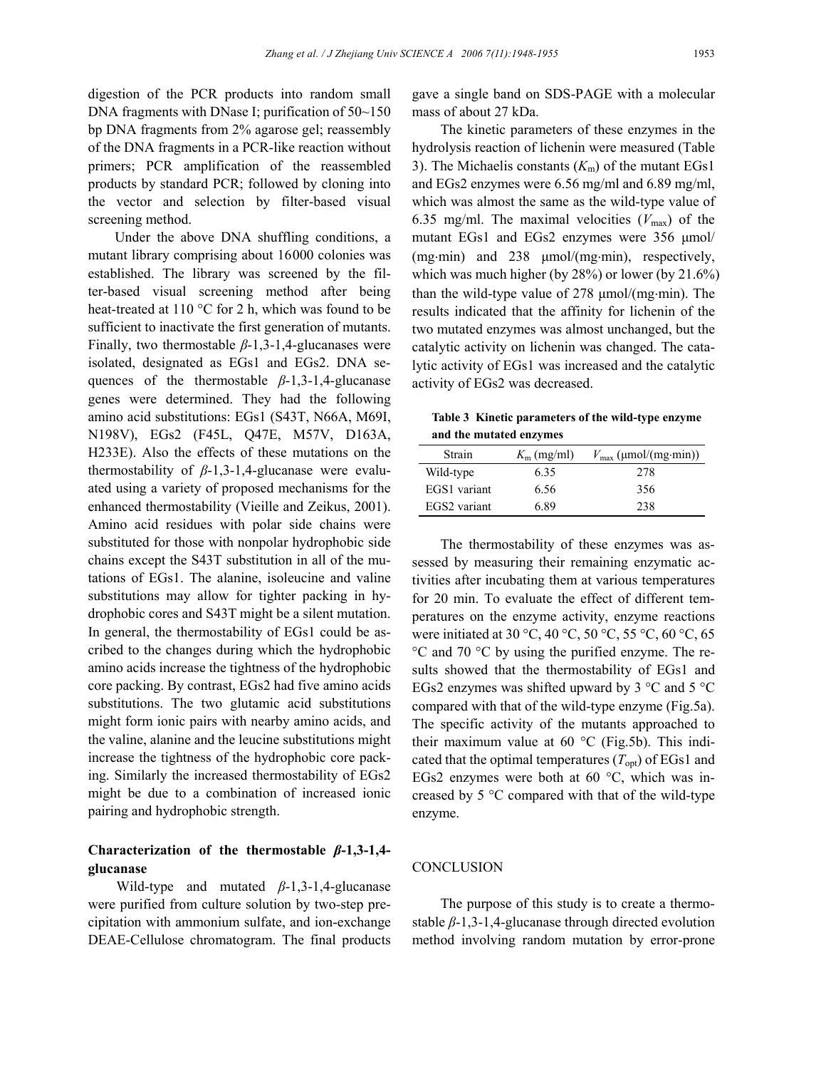digestion of the PCR products into random small DNA fragments with DNase I; purification of 50~150 bp DNA fragments from 2% agarose gel; reassembly of the DNA fragments in a PCR-like reaction without primers; PCR amplification of the reassembled products by standard PCR; followed by cloning into the vector and selection by filter-based visual screening method.

Under the above DNA shuffling conditions, a mutant library comprising about 16000 colonies was established. The library was screened by the filter-based visual screening method after being heat-treated at 110 °C for 2 h, which was found to be sufficient to inactivate the first generation of mutants. Finally, two thermostable *β*-1,3-1,4-glucanases were isolated, designated as EGs1 and EGs2. DNA sequences of the thermostable *β*-1,3-1,4-glucanase genes were determined. They had the following amino acid substitutions: EGs1 (S43T, N66A, M69I, N198V), EGs2 (F45L, Q47E, M57V, D163A, H233E). Also the effects of these mutations on the thermostability of *β*-1,3-1,4-glucanase were evaluated using a variety of proposed mechanisms for the enhanced thermostability (Vieille and Zeikus, 2001). Amino acid residues with polar side chains were substituted for those with nonpolar hydrophobic side chains except the S43T substitution in all of the mutations of EGs1. The alanine, isoleucine and valine substitutions may allow for tighter packing in hydrophobic cores and S43T might be a silent mutation. In general, the thermostability of EGs1 could be ascribed to the changes during which the hydrophobic amino acids increase the tightness of the hydrophobic core packing. By contrast, EGs2 had five amino acids substitutions. The two glutamic acid substitutions might form ionic pairs with nearby amino acids, and the valine, alanine and the leucine substitutions might increase the tightness of the hydrophobic core packing. Similarly the increased thermostability of EGs2 might be due to a combination of increased ionic pairing and hydrophobic strength.

## Characterization of the thermostable *β*-1,3-1,4-glucanase

Wild-type and mutated *β*-1,3-1,4-glucanase were purified from culture solution by two-step precipitation with ammonium sulfate, and ion-exchange DEAE-Cellulose chromatogram. The final products gave a single band on SDS-PAGE with a molecular mass of about 27 kDa.

The kinetic parameters of these enzymes in the hydrolysis reaction of lichenin were measured (Table 3). The Michaelis constants ($K_m$) of the mutant EGs1 and EGs2 enzymes were 6.56 mg/ml and 6.89 mg/ml, which was almost the same as the wild-type value of 6.35 mg/ml. The maximal velocities ($V_{max}$) of the mutant EGs1 and EGs2 enzymes were 356 μmol/(mg·min) and 238 μmol/(mg·min), respectively, which was much higher (by 28%) or lower (by 21.6%) than the wild-type value of 278 μmol/(mg·min). The results indicated that the affinity for lichenin of the two mutated enzymes was almost unchanged, but the catalytic activity on lichenin was changed. The catalytic activity of EGs1 was increased and the catalytic activity of EGs2 was decreased.

**Table 3 Kinetic parameters of the wild-type enzyme and the mutated enzymes**

| Strain | $K_m$ (mg/ml) | $V_{max}$ (μmol/(mg·min)) |
|---|---|---|
| Wild-type | 6.35 | 278 |
| EGS1 variant | 6.56 | 356 |
| EGS2 variant | 6.89 | 238 |

The thermostability of these enzymes was assessed by measuring their remaining enzymatic activities after incubating them at various temperatures for 20 min. To evaluate the effect of different temperatures on the enzyme activity, enzyme reactions were initiated at 30 °C, 40 °C, 50 °C, 55 °C, 60 °C, 65 °C and 70 °C by using the purified enzyme. The results showed that the thermostability of EGs1 and EGs2 enzymes was shifted upward by 3 °C and 5 °C compared with that of the wild-type enzyme (Fig.5a). The specific activity of the mutants approached to their maximum value at 60 °C (Fig.5b). This indicated that the optimal temperatures ($T_{opt}$) of EGs1 and EGs2 enzymes were both at 60 °C, which was increased by 5 °C compared with that of the wild-type enzyme.

## CONCLUSION

The purpose of this study is to create a thermostable *β*-1,3-1,4-glucanase through directed evolution method involving random mutation by error-prone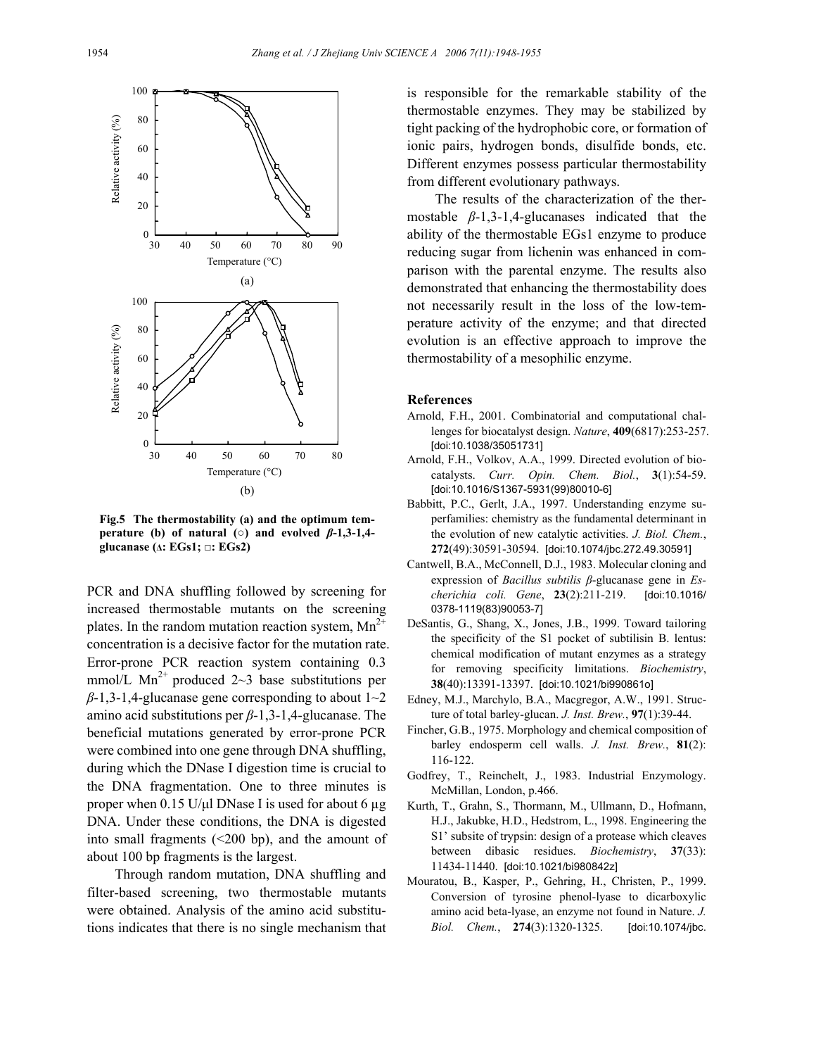Fig.5 The thermostability (a) and the optimum temperature (b) of natural (○) and evolved $\beta$-1,3-1,4-glucanase (▵: EGs1; □: EGs2)

PCR and DNA shuffling followed by screening for increased thermostable mutants on the screening plates. In the random mutation reaction system, $Mn^{2+}$ concentration is a decisive factor for the mutation rate. Error-prone PCR reaction system containing 0.3 mmol/L $Mn^{2+}$ produced 2~3 base substitutions per $\beta$-1,3-1,4-glucanase gene corresponding to about 1~2 amino acid substitutions per $\beta$-1,3-1,4-glucanase. The beneficial mutations generated by error-prone PCR were combined into one gene through DNA shuffling, during which the DNase I digestion time is crucial to the DNA fragmentation. One to three minutes is proper when 0.15 U/μl DNase I is used for about 6 μg DNA. Under these conditions, the DNA is digested into small fragments (<200 bp), and the amount of about 100 bp fragments is the largest.

Through random mutation, DNA shuffling and filter-based screening, two thermostable mutants were obtained. Analysis of the amino acid substitutions indicates that there is no single mechanism that is responsible for the remarkable stability of the thermostable enzymes. They may be stabilized by tight packing of the hydrophobic core, or formation of ionic pairs, hydrogen bonds, disulfide bonds, etc. Different enzymes possess particular thermostability from different evolutionary pathways.

The results of the characterization of the thermostable $\beta$-1,3-1,4-glucanases indicated that the ability of the thermostable EGs1 enzyme to produce reducing sugar from lichenin was enhanced in comparison with the parental enzyme. The results also demonstrated that enhancing the thermostability does not necessarily result in the loss of the low-temperature activity of the enzyme; and that directed evolution is an effective approach to improve the thermostability of a mesophilic enzyme.

## References

Arnold, F.H., 2001. Combinatorial and computational challenges for biocatalyst design. *Nature*, **409**(6817):253-257. [doi:10.1038/35051731]

Arnold, F.H., Volkov, A.A., 1999. Directed evolution of biocatalysts. *Curr. Opin. Chem. Biol.*, **3**(1):54-59. [doi:10.1016/S1367-5931(99)80010-6]

Babbitt, P.C., Gerlt, J.A., 1997. Understanding enzyme superfamilies: chemistry as the fundamental determinant in the evolution of new catalytic activities. *J. Biol. Chem.*, **272**(49):30591-30594. [doi:10.1074/jbc.272.49.30591]

Cantwell, B.A., McConnell, D.J., 1983. Molecular cloning and expression of *Bacillus subtilis β*-glucanase gene in *Escherichia coli. Gene*, **23**(2):211-219. [doi:10.1016/0378-1119(83)90053-7]

DeSantis, G., Shang, X., Jones, J.B., 1999. Toward tailoring the specificity of the S1 pocket of subtilisin B. lentus: chemical modification of mutant enzymes as a strategy for removing specificity limitations. *Biochemistry*, **38**(40):13391-13397. [doi:10.1021/bi990861o]

Edney, M.J., Marchylo, B.A., Macgregor, A.W., 1991. Structure of total barley-glucan. *J. Inst. Brew.*, **97**(1):39-44.

Fincher, G.B., 1975. Morphology and chemical composition of barley endosperm cell walls. *J. Inst. Brew.*, **81**(2): 116-122.

Godfrey, T., Reinchelt, J., 1983. Industrial Enzymology. McMillan, London, p.466.

Kurth, T., Grahn, S., Thormann, M., Ullmann, D., Hofmann, H.J., Jakubke, H.D., Hedstrom, L., 1998. Engineering the S1' subsite of trypsin: design of a protease which cleaves between dibasic residues. *Biochemistry*, **37**(33): 11434-11440. [doi:10.1021/bi980842z]

Mouratou, B., Kasper, P., Gehring, H., Christen, P., 1999. Conversion of tyrosine phenol-lyase to dicarboxylic amino acid beta-lyase, an enzyme not found in Nature. *J. Biol. Chem.*, **274**(3):1320-1325. [doi:10.1074/jbc.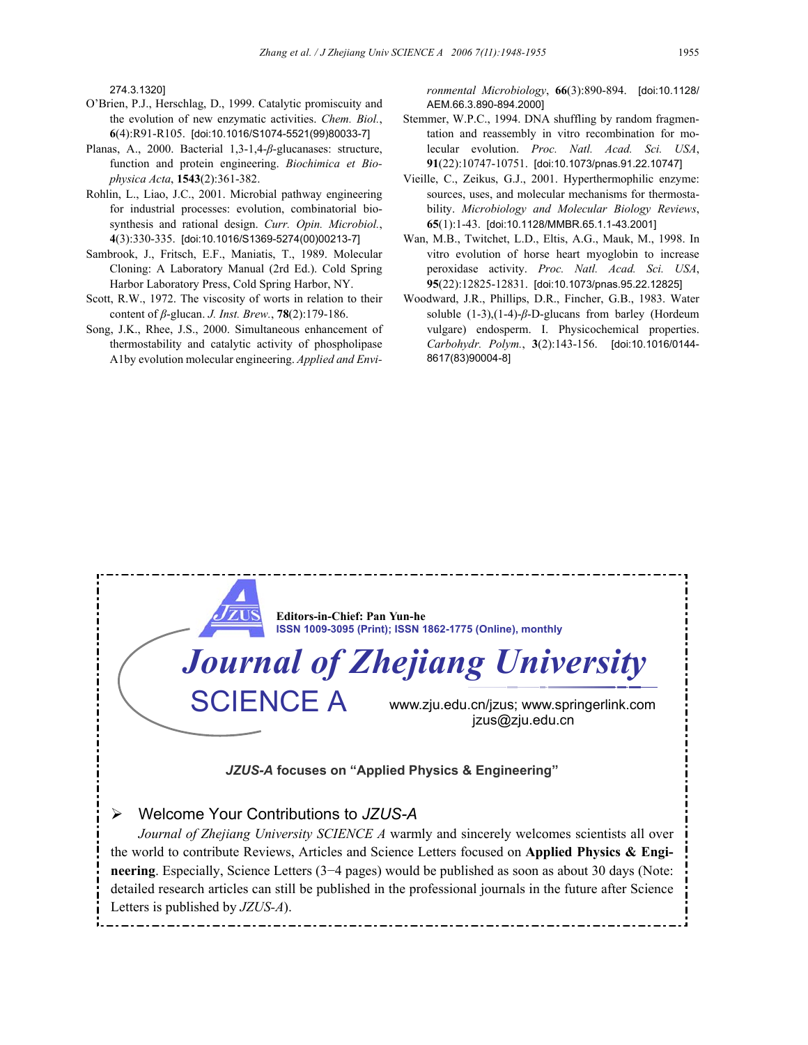274.3.1320]

O'Brien, P.J., Herschlag, D., 1999. Catalytic promiscuity and the evolution of new enzymatic activities. *Chem. Biol.*, **6**(4):R91-R105. [doi:10.1016/S1074-5521(99)80033-7]

Planas, A., 2000. Bacterial 1,3-1,4-*β*-glucanases: structure, function and protein engineering. *Biochimica et Biophysica Acta*, **1543**(2):361-382.

Rohlin, L., Liao, J.C., 2001. Microbial pathway engineering for industrial processes: evolution, combinatorial biosynthesis and rational design. *Curr. Opin. Microbiol.*, **4**(3):330-335. [doi:10.1016/S1369-5274(00)00213-7]

Sambrook, J., Fritsch, E.F., Maniatis, T., 1989. Molecular Cloning: A Laboratory Manual (2rd Ed.). Cold Spring Harbor Laboratory Press, Cold Spring Harbor, NY.

Scott, R.W., 1972. The viscosity of worts in relation to their content of *β*-glucan. *J. Inst. Brew.*, **78**(2):179-186.

Song, J.K., Rhee, J.S., 2000. Simultaneous enhancement of thermostability and catalytic activity of phospholipase A1by evolution molecular engineering. *Applied and Environmental Microbiology*, **66**(3):890-894. [doi:10.1128/AEM.66.3.890-894.2000]

Stemmer, W.P.C., 1994. DNA shuffling by random fragmentation and reassembly in vitro recombination for molecular evolution. *Proc. Natl. Acad. Sci. USA*, **91**(22):10747-10751. [doi:10.1073/pnas.91.22.10747]

Vieille, C., Zeikus, G.J., 2001. Hyperthermophilic enzyme: sources, uses, and molecular mechanisms for thermostability. *Microbiology and Molecular Biology Reviews*, **65**(1):1-43. [doi:10.1128/MMBR.65.1.1-43.2001]

Wan, M.B., Twitchet, L.D., Eltis, A.G., Mauk, M., 1998. In vitro evolution of horse heart myoglobin to increase peroxidase activity. *Proc. Natl. Acad. Sci. USA*, **95**(22):12825-12831. [doi:10.1073/pnas.95.22.12825]

Woodward, J.R., Phillips, D.R., Fincher, G.B., 1983. Water soluble (1-3),(1-4)-*β*-D-glucans from barley (Hordeum vulgare) endosperm. I. Physicochemical properties. *Carbohydr. Polym.*, **3**(2):143-156. [doi:10.1016/0144-8617(83)90004-8]

---

**Editors-in-Chief: Pan Yun-he**

ISSN 1009-3095 (Print); ISSN 1862-1775 (Online), monthly

# *Journal of Zhejiang University* SCIENCE A

www.zju.edu.cn/jzus; www.springerlink.com

jzus@zju.edu.cn

***JZUS-A*** **focuses on "Applied Physics & Engineering"**

- Welcome Your Contributions to *JZUS-A*

*Journal of Zhejiang University SCIENCE A* warmly and sincerely welcomes scientists all over the world to contribute Reviews, Articles and Science Letters focused on **Applied Physics & Engineering**. Especially, Science Letters (3−4 pages) would be published as soon as about 30 days (Note: detailed research articles can still be published in the professional journals in the future after Science Letters is published by *JZUS-A*).